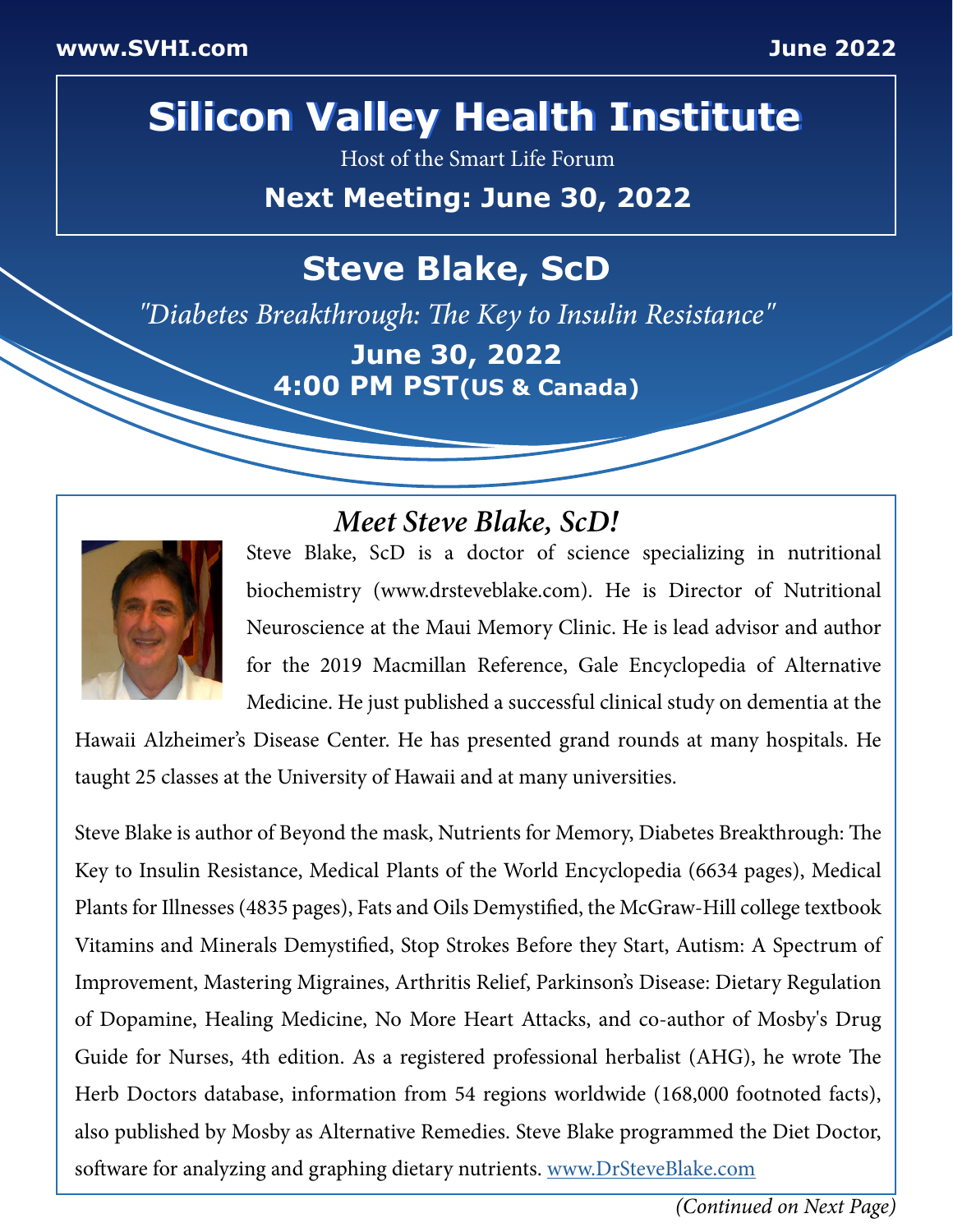www.SVHI.com June 2022

# Silicon Valley Health Institute

Host of the Smart Life Forum

**Next Meeting: June 30, 2022**

## Steve Blake, ScD

*"Diabetes Breakthrough: The Key to Insulin Resistance"*

**June 30, 2022**

**4:00 PM PST(US & Canada)**

### *Meet Steve Blake, ScD!*

Steve Blake, ScD is a doctor of science specializing in nutritional biochemistry (www.drsteveblake.com). He is Director of Nutritional Neuroscience at the Maui Memory Clinic. He is lead advisor and author for the 2019 Macmillan Reference, Gale Encyclopedia of Alternative Medicine. He just published a successful clinical study on dementia at the Hawaii Alzheimer's Disease Center. He has presented grand rounds at many hospitals. He taught 25 classes at the University of Hawaii and at many universities.

Steve Blake is author of Beyond the mask, Nutrients for Memory, Diabetes Breakthrough: The Key to Insulin Resistance, Medical Plants of the World Encyclopedia (6634 pages), Medical Plants for Illnesses (4835 pages), Fats and Oils Demystified, the McGraw-Hill college textbook Vitamins and Minerals Demystified, Stop Strokes Before they Start, Autism: A Spectrum of Improvement, Mastering Migraines, Arthritis Relief, Parkinson's Disease: Dietary Regulation of Dopamine, Healing Medicine, No More Heart Attacks, and co-author of Mosby's Drug Guide for Nurses, 4th edition. As a registered professional herbalist (AHG), he wrote The Herb Doctors database, information from 54 regions worldwide (168,000 footnoted facts), also published by Mosby as Alternative Remedies. Steve Blake programmed the Diet Doctor, software for analyzing and graphing dietary nutrients. [www.DrSteveBlake.com](http://www.DrSteveBlake.com)

*(Continued on Next Page)*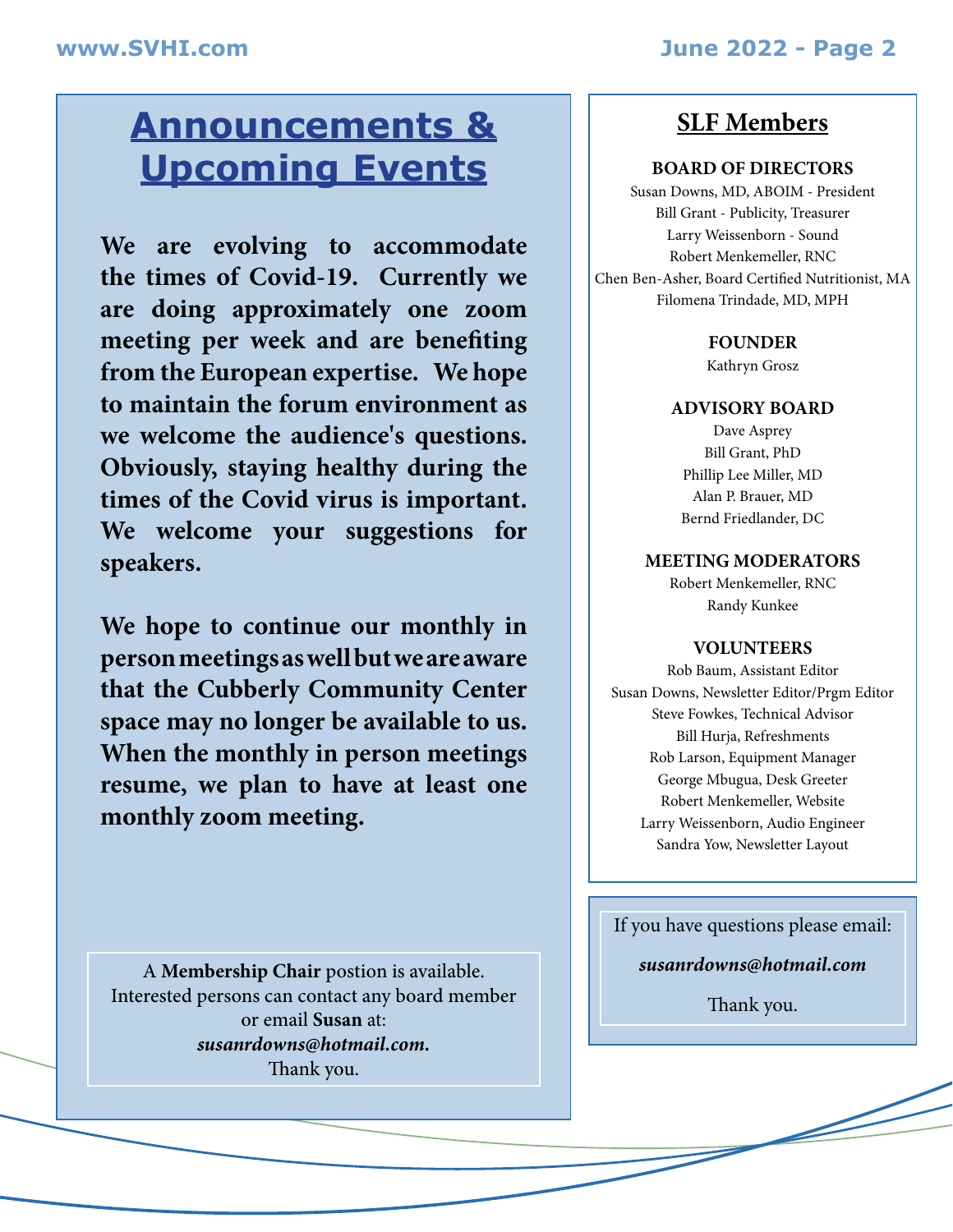# Announcements & Upcoming Events

**We are evolving to accommodate the times of Covid-19. Currently we are doing approximately one zoom meeting per week and are benefiting from the European expertise. We hope to maintain the forum environment as we welcome the audience's questions. Obviously, staying healthy during the times of the Covid virus is important. We welcome your suggestions for speakers.**

**We hope to continue our monthly in person meetings as well but we are aware that the Cubberly Community Center space may no longer be available to us. When the monthly in person meetings resume, we plan to have at least one monthly zoom meeting.**

A **Membership Chair** postion is available. Interested persons can contact any board member or email **Susan** at: ***susanrdowns@hotmail.com.*** Thank you.

## SLF Members

**BOARD OF DIRECTORS**

Susan Downs, MD, ABOIM - President
Bill Grant - Publicity, Treasurer
Larry Weissenborn - Sound
Robert Menkemeller, RNC
Chen Ben-Asher, Board Certified Nutritionist, MA
Filomena Trindade, MD, MPH

**FOUNDER**

Kathryn Grosz

**ADVISORY BOARD**

Dave Asprey
Bill Grant, PhD
Phillip Lee Miller, MD
Alan P. Brauer, MD
Bernd Friedlander, DC

**MEETING MODERATORS**

Robert Menkemeller, RNC
Randy Kunkee

**VOLUNTEERS**

Rob Baum, Assistant Editor
Susan Downs, Newsletter Editor/Prgm Editor
Steve Fowkes, Technical Advisor
Bill Hurja, Refreshments
Rob Larson, Equipment Manager
George Mbugua, Desk Greeter
Robert Menkemeller, Website
Larry Weissenborn, Audio Engineer
Sandra Yow, Newsletter Layout

If you have questions please email:

***susanrdowns@hotmail.com***

Thank you.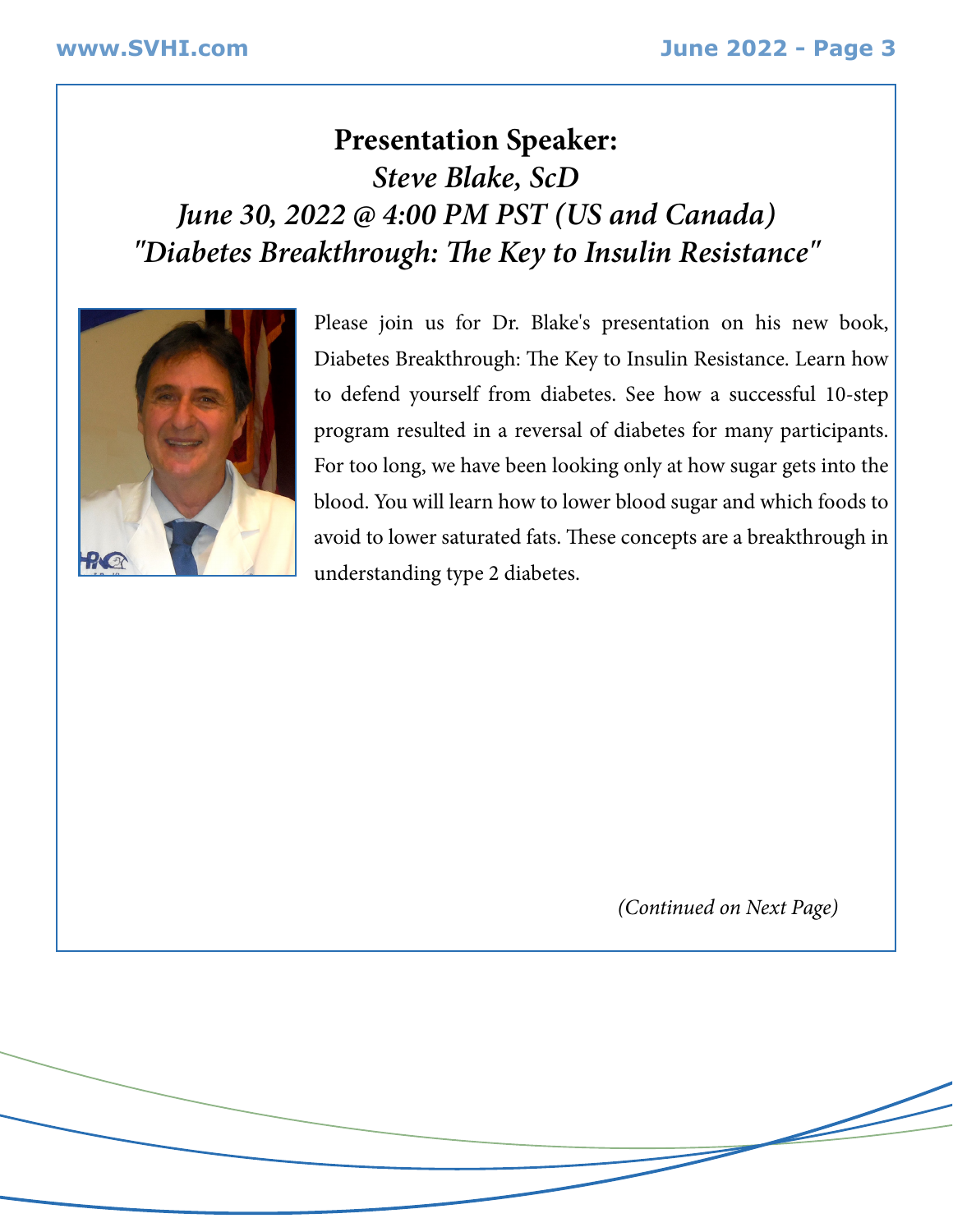## Presentation Speaker:

### *Steve Blake, ScD*

### *June 30, 2022 @ 4:00 PM PST (US and Canada)*

### *"Diabetes Breakthrough: The Key to Insulin Resistance"*

Please join us for Dr. Blake's presentation on his new book, Diabetes Breakthrough: The Key to Insulin Resistance. Learn how to defend yourself from diabetes. See how a successful 10-step program resulted in a reversal of diabetes for many participants. For too long, we have been looking only at how sugar gets into the blood. You will learn how to lower blood sugar and which foods to avoid to lower saturated fats. These concepts are a breakthrough in understanding type 2 diabetes.

*(Continued on Next Page)*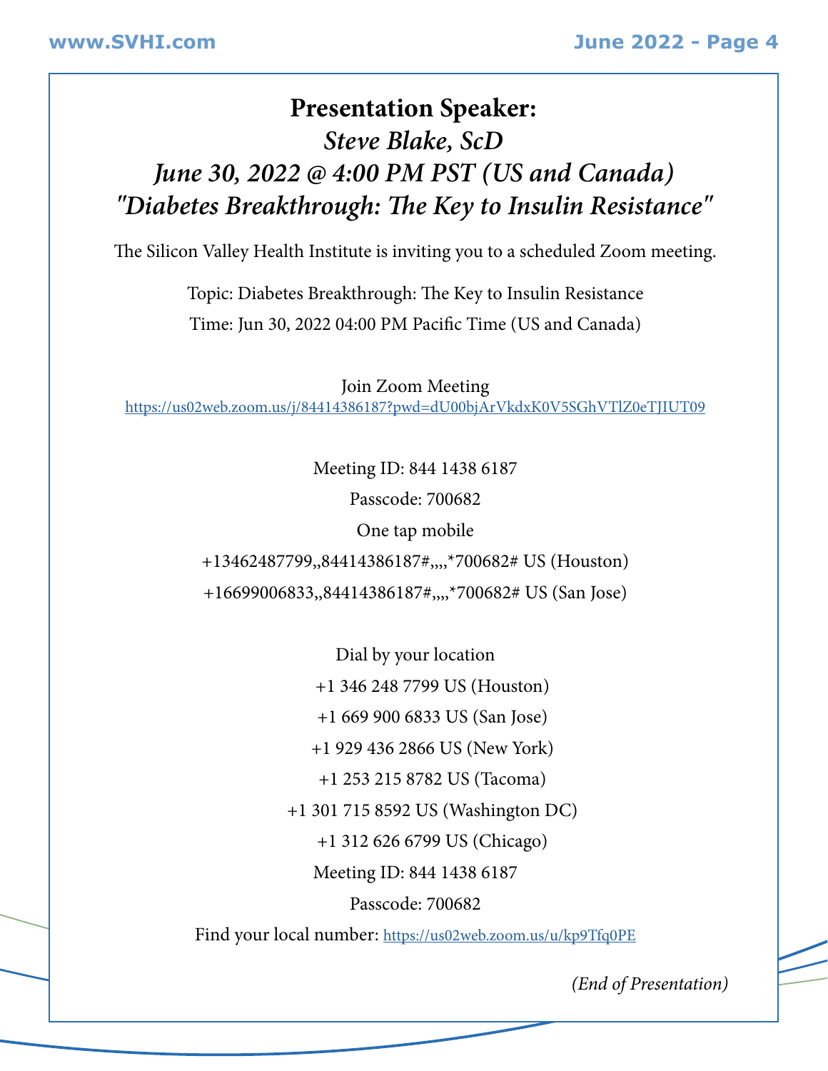## Presentation Speaker:

### *Steve Blake, ScD*

### *June 30, 2022 @ 4:00 PM PST (US and Canada)*

### *"Diabetes Breakthrough: The Key to Insulin Resistance"*

The Silicon Valley Health Institute is inviting you to a scheduled Zoom meeting.

Topic: Diabetes Breakthrough: The Key to Insulin Resistance

Time: Jun 30, 2022 04:00 PM Pacific Time (US and Canada)

Join Zoom Meeting

https://us02web.zoom.us/j/84414386187?pwd=dU00bjArVkdxK0V5SGhVTlZ0eTJIUT09

Meeting ID: 844 1438 6187

Passcode: 700682

One tap mobile

+13462487799,,84414386187#,,,,*700682# US (Houston)

+16699006833,,84414386187#,,,,*700682# US (San Jose)

Dial by your location

+1 346 248 7799 US (Houston)

+1 669 900 6833 US (San Jose)

+1 929 436 2866 US (New York)

+1 253 215 8782 US (Tacoma)

+1 301 715 8592 US (Washington DC)

+1 312 626 6799 US (Chicago)

Meeting ID: 844 1438 6187

Passcode: 700682

Find your local number: https://us02web.zoom.us/u/kp9Tfq0PE

*(End of Presentation)*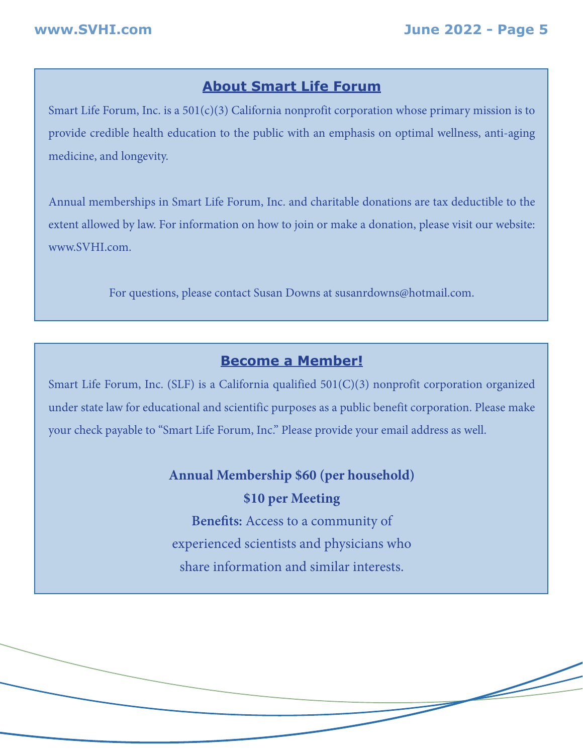## About Smart Life Forum

Smart Life Forum, Inc. is a 501(c)(3) California nonprofit corporation whose primary mission is to provide credible health education to the public with an emphasis on optimal wellness, anti-aging medicine, and longevity.

Annual memberships in Smart Life Forum, Inc. and charitable donations are tax deductible to the extent allowed by law. For information on how to join or make a donation, please visit our website: www.SVHI.com.

For questions, please contact Susan Downs at susanrdowns@hotmail.com.

## Become a Member!

Smart Life Forum, Inc. (SLF) is a California qualified 501(C)(3) nonprofit corporation organized under state law for educational and scientific purposes as a public benefit corporation. Please make your check payable to "Smart Life Forum, Inc." Please provide your email address as well.

**Annual Membership $60 (per household)**

**$10 per Meeting**

**Benefits:** Access to a community of experienced scientists and physicians who share information and similar interests.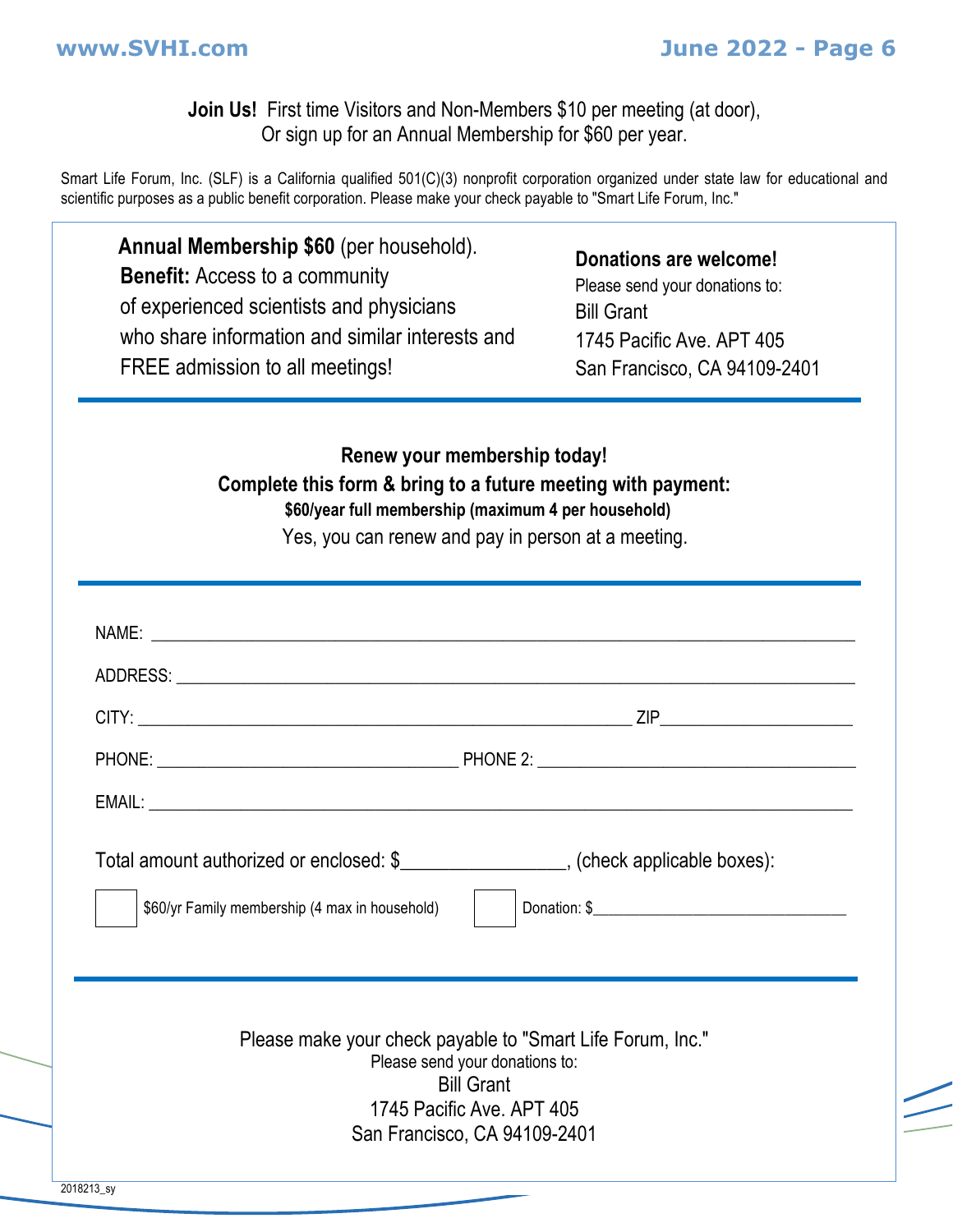**Join Us!** First time Visitors and Non-Members $10 per meeting (at door),
Or sign up for an Annual Membership for $60 per year.

Smart Life Forum, Inc. (SLF) is a California qualified 501(C)(3) nonprofit corporation organized under state law for educational and scientific purposes as a public benefit corporation. Please make your check payable to "Smart Life Forum, Inc."

**Annual Membership $60** (per household).
**Benefit:** Access to a community of experienced scientists and physicians who share information and similar interests and FREE admission to all meetings!

**Donations are welcome!**
Please send your donations to:
Bill Grant
1745 Pacific Ave. APT 405
San Francisco, CA 94109-2401

---

**Renew your membership today!**
**Complete this form & bring to a future meeting with payment:**
**$60/year full membership (maximum 4 per household)**
Yes, you can renew and pay in person at a meeting.

---

NAME: ____________________________________________

ADDRESS: ____________________________________________

CITY: ________________________________ ZIP____________

PHONE: ____________________ PHONE 2: ____________________

EMAIL: ____________________________________________

Total amount authorized or enclosed: $________________, (check applicable boxes):

☐ $60/yr Family membership (4 max in household) ☐ Donation: $____________________

---

Please make your check payable to "Smart Life Forum, Inc."
Please send your donations to:
Bill Grant
1745 Pacific Ave. APT 405
San Francisco, CA 94109-2401

2018213_sy